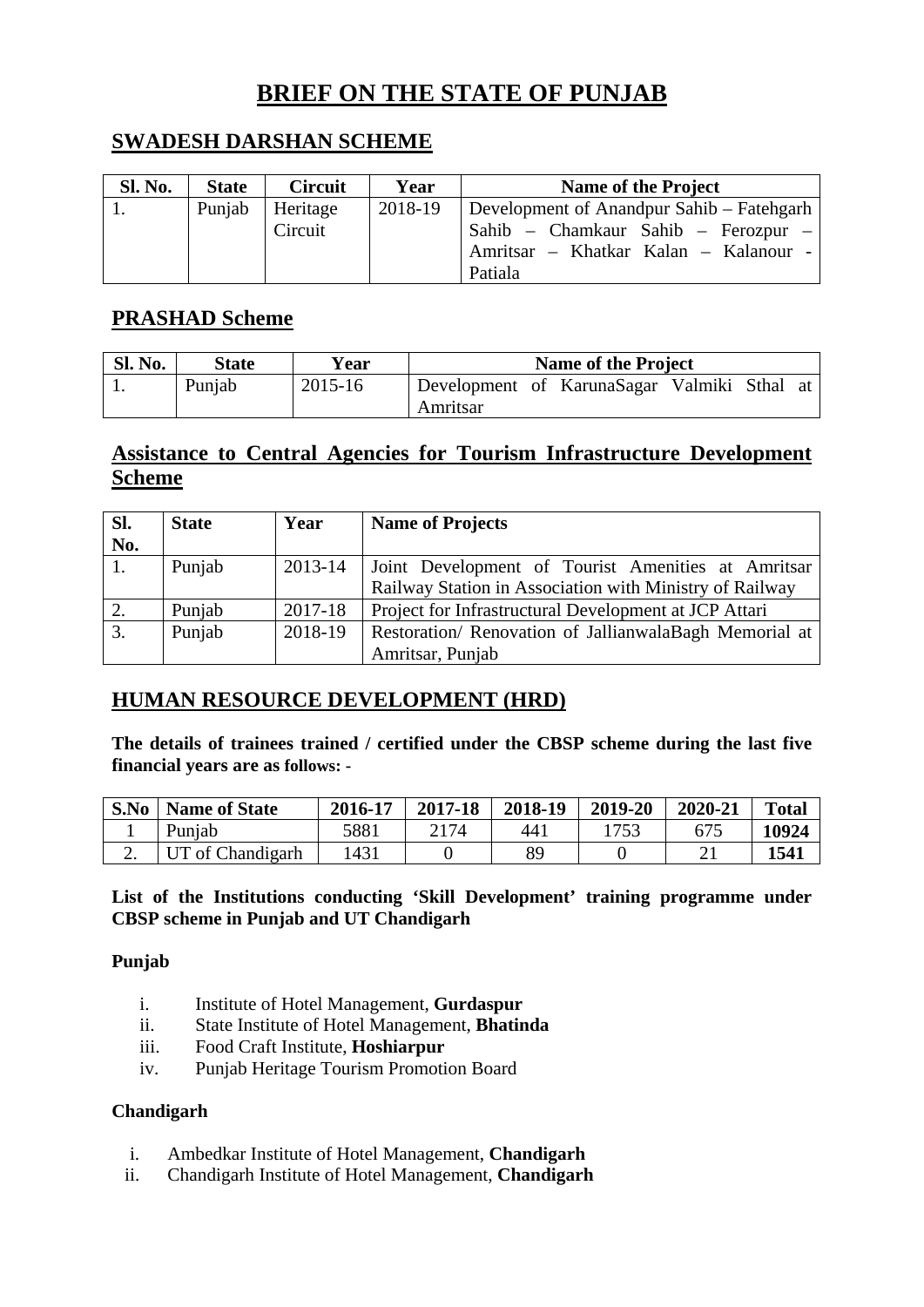# BRIEF ON THE STATE OF PUNJAB

## SWADESH DARSHAN SCHEME

| Sl. No. | State | Circuit | Year | Name of the Project |
|---|---|---|---|---|
| 1. | Punjab | Heritage Circuit | 2018-19 | Development of Anandpur Sahib – Fatehgarh Sahib – Chamkaur Sahib – Ferozpur – Amritsar – Khatkar Kalan – Kalanour - Patiala |

## PRASHAD Scheme

| Sl. No. | State | Year | Name of the Project |
|---|---|---|---|
| 1. | Punjab | 2015-16 | Development of KarunaSagar Valmiki Sthal at Amritsar |

## Assistance to Central Agencies for Tourism Infrastructure Development Scheme

| Sl. No. | State | Year | Name of Projects |
|---|---|---|---|
| 1. | Punjab | 2013-14 | Joint Development of Tourist Amenities at Amritsar Railway Station in Association with Ministry of Railway |
| 2. | Punjab | 2017-18 | Project for Infrastructural Development at JCP Attari |
| 3. | Punjab | 2018-19 | Restoration/ Renovation of JallianwalaBagh Memorial at Amritsar, Punjab |

## HUMAN RESOURCE DEVELOPMENT (HRD)

**The details of trainees trained / certified under the CBSP scheme during the last five financial years are as follows: -**

| S.No | Name of State | 2016-17 | 2017-18 | 2018-19 | 2019-20 | 2020-21 | Total |
|---|---|---|---|---|---|---|---|
| 1 | Punjab | 5881 | 2174 | 441 | 1753 | 675 | **10924** |
| 2. | UT of Chandigarh | 1431 | 0 | 89 | 0 | 21 | **1541** |

**List of the Institutions conducting 'Skill Development' training programme under CBSP scheme in Punjab and UT Chandigarh**

**Punjab**

i. Institute of Hotel Management, **Gurdaspur**
ii. State Institute of Hotel Management, **Bhatinda**
iii. Food Craft Institute, **Hoshiarpur**
iv. Punjab Heritage Tourism Promotion Board

**Chandigarh**

i. Ambedkar Institute of Hotel Management, **Chandigarh**
ii. Chandigarh Institute of Hotel Management, **Chandigarh**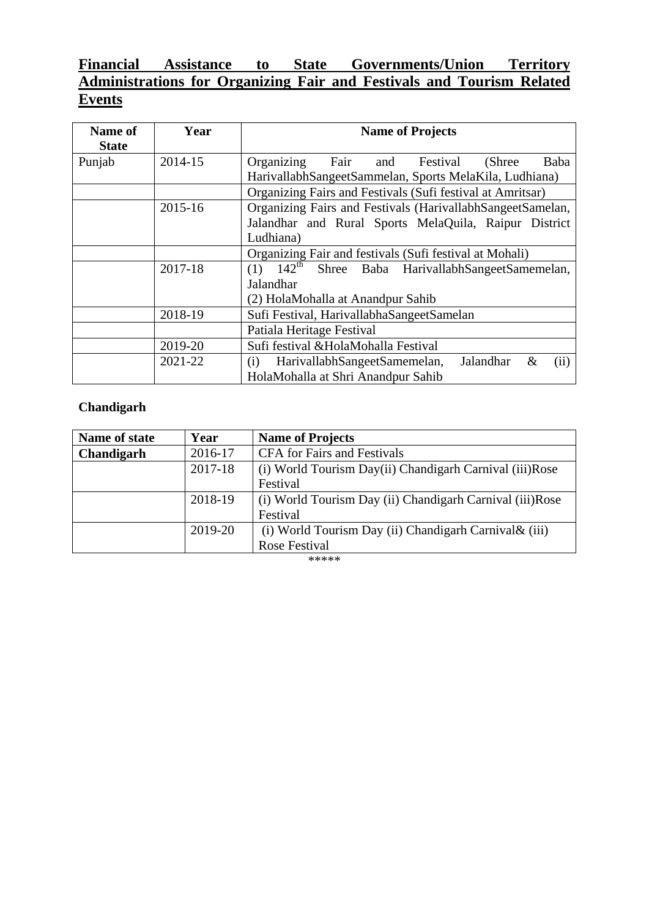## Financial Assistance to State Governments/Union Territory Administrations for Organizing Fair and Festivals and Tourism Related Events

| Name of State | Year | Name of Projects |
|---|---|---|
| Punjab | 2014-15 | Organizing Fair and Festival (Shree Baba HarivallabhSangeetSammelan, Sports MelaKila, Ludhiana) |
| | | Organizing Fairs and Festivals (Sufi festival at Amritsar) |
| | 2015-16 | Organizing Fairs and Festivals (HarivallabhSangeetSamelan, Jalandhar and Rural Sports MelaQuila, Raipur District Ludhiana) |
| | | Organizing Fair and festivals (Sufi festival at Mohali) |
| | 2017-18 | (1) 142[th] Shree Baba HarivallabhSangeetSamemelan, Jalandhar<br>(2) HolaMohalla at Anandpur Sahib |
| | 2018-19 | Sufi Festival, HarivallabhaSangeetSamelan |
| | | Patiala Heritage Festival |
| | 2019-20 | Sufi festival &HolaMohalla Festival |
| | 2021-22 | (i) HarivallabhSangeetSamemelan, Jalandhar & (ii) HolaMohalla at Shri Anandpur Sahib |

**Chandigarh**

| Name of state | Year | Name of Projects |
|---|---|---|
| **Chandigarh** | 2016-17 | CFA for Fairs and Festivals |
| | 2017-18 | (i) World Tourism Day(ii) Chandigarh Carnival (iii)Rose Festival |
| | 2018-19 | (i) World Tourism Day (ii) Chandigarh Carnival (iii)Rose Festival |
| | 2019-20 | (i) World Tourism Day (ii) Chandigarh Carnival& (iii) Rose Festival |

*****